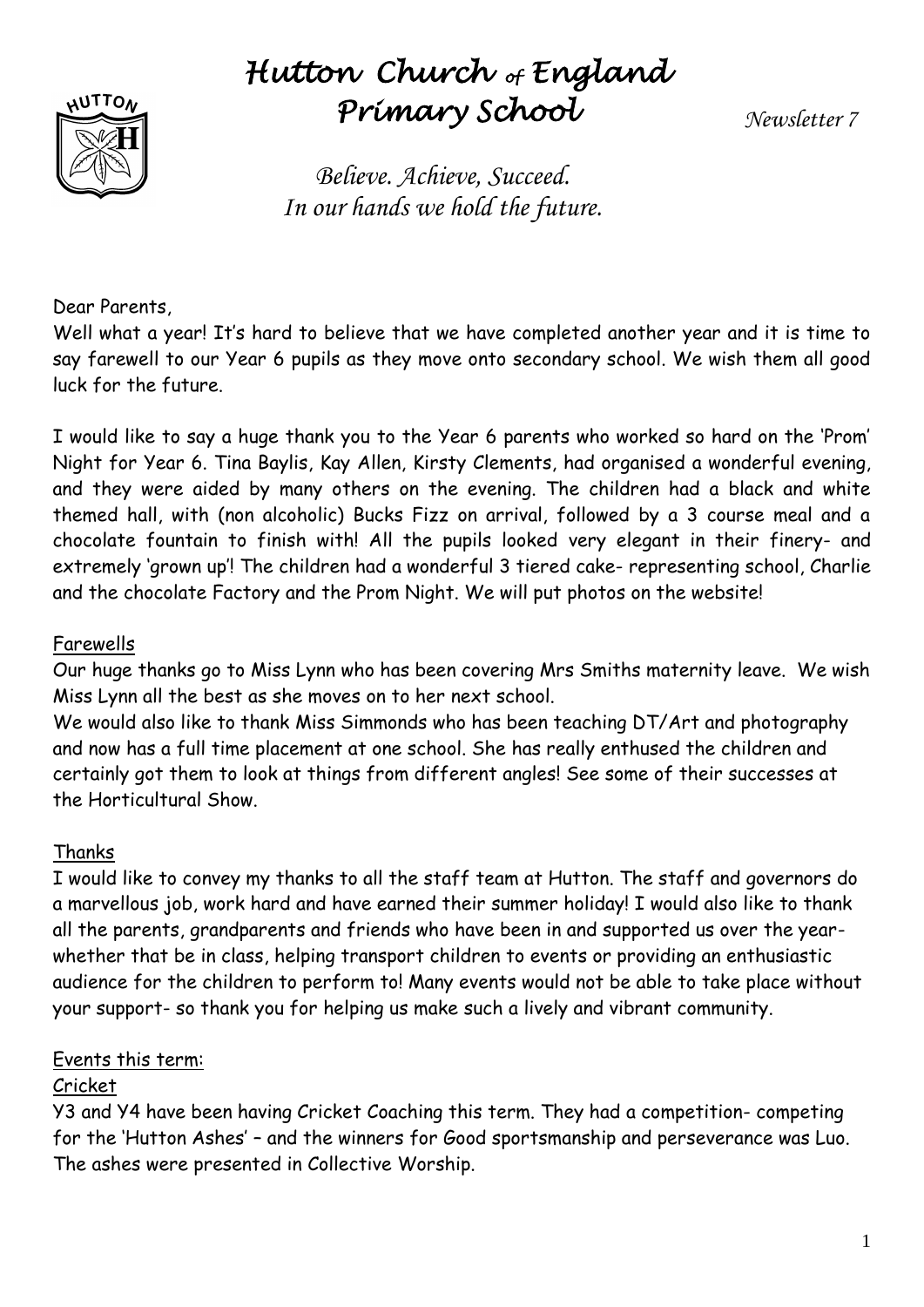# Hutton Church of England Primary School

*Newsletter 7*

*Believe. Achieve, Succeed.*
*In our hands we hold the future.*

Dear Parents,

Well what a year! It's hard to believe that we have completed another year and it is time to say farewell to our Year 6 pupils as they move onto secondary school. We wish them all good luck for the future.

I would like to say a huge thank you to the Year 6 parents who worked so hard on the 'Prom' Night for Year 6. Tina Baylis, Kay Allen, Kirsty Clements, had organised a wonderful evening, and they were aided by many others on the evening. The children had a black and white themed hall, with (non alcoholic) Bucks Fizz on arrival, followed by a 3 course meal and a chocolate fountain to finish with! All the pupils looked very elegant in their finery- and extremely 'grown up'! The children had a wonderful 3 tiered cake- representing school, Charlie and the chocolate Factory and the Prom Night. We will put photos on the website!

## Farewells

Our huge thanks go to Miss Lynn who has been covering Mrs Smiths maternity leave. We wish Miss Lynn all the best as she moves on to her next school.

We would also like to thank Miss Simmonds who has been teaching DT/Art and photography and now has a full time placement at one school. She has really enthused the children and certainly got them to look at things from different angles! See some of their successes at the Horticultural Show.

## Thanks

I would like to convey my thanks to all the staff team at Hutton. The staff and governors do a marvellous job, work hard and have earned their summer holiday! I would also like to thank all the parents, grandparents and friends who have been in and supported us over the year- whether that be in class, helping transport children to events or providing an enthusiastic audience for the children to perform to! Many events would not be able to take place without your support- so thank you for helping us make such a lively and vibrant community.

## Events this term:

### Cricket

Y3 and Y4 have been having Cricket Coaching this term. They had a competition- competing for the 'Hutton Ashes' – and the winners for Good sportsmanship and perseverance was Luo. The ashes were presented in Collective Worship.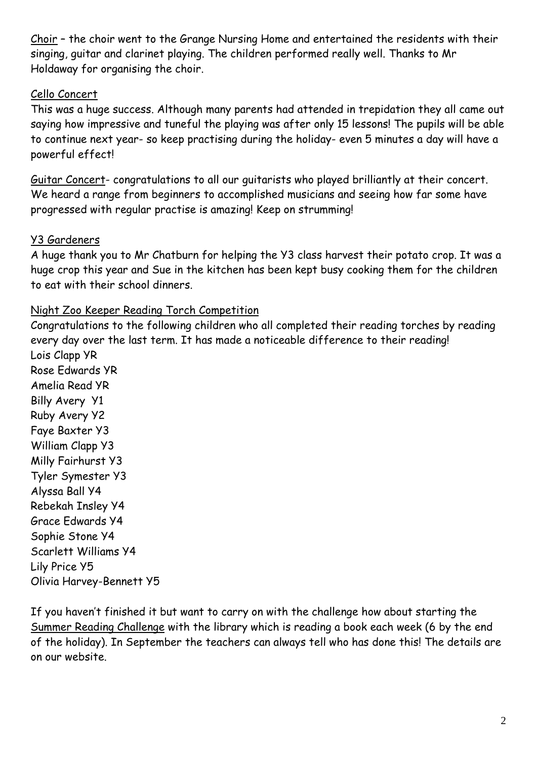<u>Choir</u> – the choir went to the Grange Nursing Home and entertained the residents with their singing, guitar and clarinet playing. The children performed really well. Thanks to Mr Holdaway for organising the choir.

<u>Cello Concert</u>

This was a huge success. Although many parents had attended in trepidation they all came out saying how impressive and tuneful the playing was after only 15 lessons! The pupils will be able to continue next year- so keep practising during the holiday- even 5 minutes a day will have a powerful effect!

<u>Guitar Concert</u>- congratulations to all our guitarists who played brilliantly at their concert. We heard a range from beginners to accomplished musicians and seeing how far some have progressed with regular practise is amazing! Keep on strumming!

<u>Y3 Gardeners</u>

A huge thank you to Mr Chatburn for helping the Y3 class harvest their potato crop. It was a huge crop this year and Sue in the kitchen has been kept busy cooking them for the children to eat with their school dinners.

<u>Night Zoo Keeper Reading Torch Competition</u>

Congratulations to the following children who all completed their reading torches by reading every day over the last term. It has made a noticeable difference to their reading!

Lois Clapp YR
Rose Edwards YR
Amelia Read YR
Billy Avery Y1
Ruby Avery Y2
Faye Baxter Y3
William Clapp Y3
Milly Fairhurst Y3
Tyler Symester Y3
Alyssa Ball Y4
Rebekah Insley Y4
Grace Edwards Y4
Sophie Stone Y4
Scarlett Williams Y4
Lily Price Y5
Olivia Harvey-Bennett Y5

If you haven't finished it but want to carry on with the challenge how about starting the <u>Summer Reading Challenge</u> with the library which is reading a book each week (6 by the end of the holiday). In September the teachers can always tell who has done this! The details are on our website.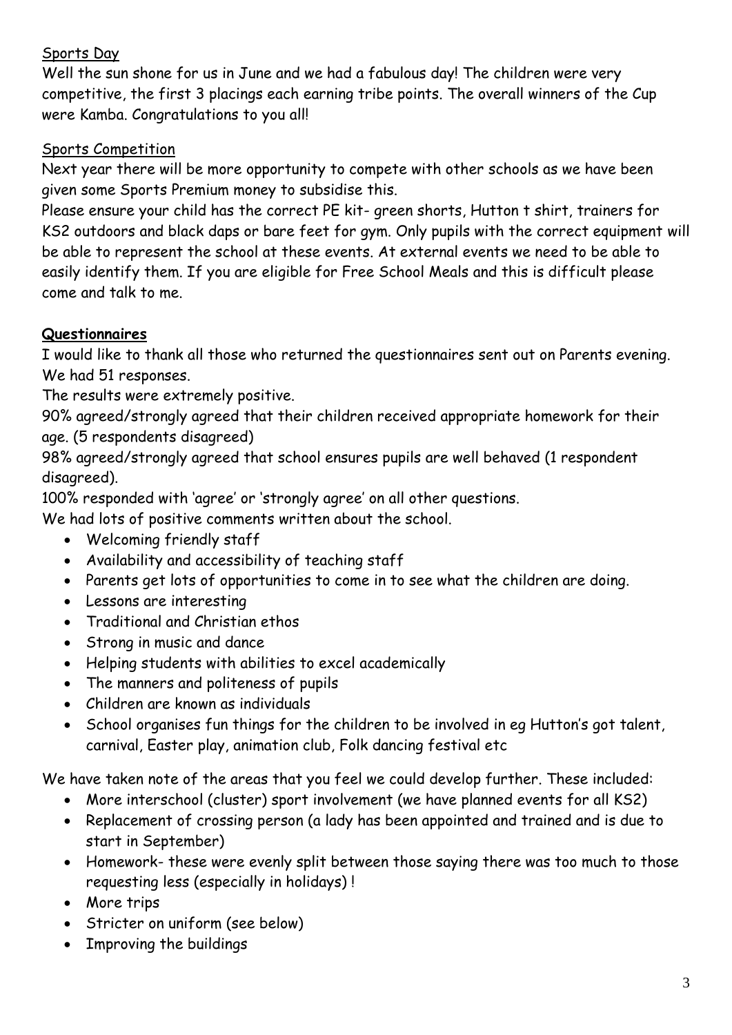Sports Day

Well the sun shone for us in June and we had a fabulous day! The children were very competitive, the first 3 placings each earning tribe points. The overall winners of the Cup were Kamba. Congratulations to you all!

Sports Competition

Next year there will be more opportunity to compete with other schools as we have been given some Sports Premium money to subsidise this.

Please ensure your child has the correct PE kit- green shorts, Hutton t shirt, trainers for KS2 outdoors and black daps or bare feet for gym. Only pupils with the correct equipment will be able to represent the school at these events. At external events we need to be able to easily identify them. If you are eligible for Free School Meals and this is difficult please come and talk to me.

**Questionnaires**

I would like to thank all those who returned the questionnaires sent out on Parents evening. We had 51 responses.

The results were extremely positive.

90% agreed/strongly agreed that their children received appropriate homework for their age. (5 respondents disagreed)

98% agreed/strongly agreed that school ensures pupils are well behaved (1 respondent disagreed).

100% responded with 'agree' or 'strongly agree' on all other questions.

We had lots of positive comments written about the school.

- Welcoming friendly staff
- Availability and accessibility of teaching staff
- Parents get lots of opportunities to come in to see what the children are doing.
- Lessons are interesting
- Traditional and Christian ethos
- Strong in music and dance
- Helping students with abilities to excel academically
- The manners and politeness of pupils
- Children are known as individuals
- School organises fun things for the children to be involved in eg Hutton's got talent, carnival, Easter play, animation club, Folk dancing festival etc

We have taken note of the areas that you feel we could develop further. These included:

- More interschool (cluster) sport involvement (we have planned events for all KS2)
- Replacement of crossing person (a lady has been appointed and trained and is due to start in September)
- Homework- these were evenly split between those saying there was too much to those requesting less (especially in holidays) !
- More trips
- Stricter on uniform (see below)
- Improving the buildings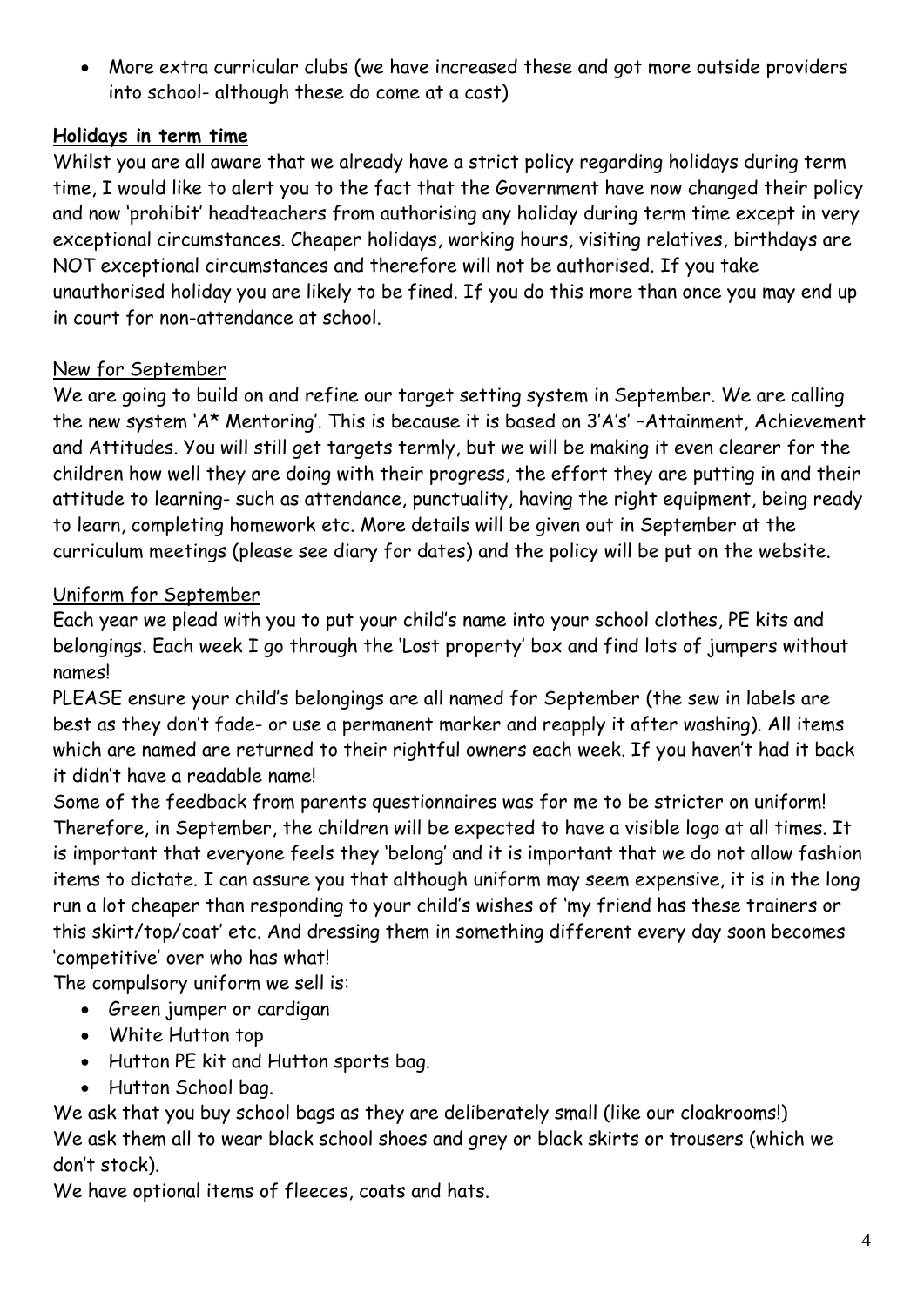- More extra curricular clubs (we have increased these and got more outside providers into school- although these do come at a cost)

**Holidays in term time**

Whilst you are all aware that we already have a strict policy regarding holidays during term time, I would like to alert you to the fact that the Government have now changed their policy and now 'prohibit' headteachers from authorising any holiday during term time except in very exceptional circumstances. Cheaper holidays, working hours, visiting relatives, birthdays are NOT exceptional circumstances and therefore will not be authorised. If you take unauthorised holiday you are likely to be fined. If you do this more than once you may end up in court for non-attendance at school.

New for September

We are going to build on and refine our target setting system in September. We are calling the new system 'A* Mentoring'. This is because it is based on 3'A's' –Attainment, Achievement and Attitudes. You will still get targets termly, but we will be making it even clearer for the children how well they are doing with their progress, the effort they are putting in and their attitude to learning- such as attendance, punctuality, having the right equipment, being ready to learn, completing homework etc. More details will be given out in September at the curriculum meetings (please see diary for dates) and the policy will be put on the website.

Uniform for September

Each year we plead with you to put your child's name into your school clothes, PE kits and belongings. Each week I go through the 'Lost property' box and find lots of jumpers without names!

PLEASE ensure your child's belongings are all named for September (the sew in labels are best as they don't fade- or use a permanent marker and reapply it after washing). All items which are named are returned to their rightful owners each week. If you haven't had it back it didn't have a readable name!

Some of the feedback from parents questionnaires was for me to be stricter on uniform! Therefore, in September, the children will be expected to have a visible logo at all times. It is important that everyone feels they 'belong' and it is important that we do not allow fashion items to dictate. I can assure you that although uniform may seem expensive, it is in the long run a lot cheaper than responding to your child's wishes of 'my friend has these trainers or this skirt/top/coat' etc. And dressing them in something different every day soon becomes 'competitive' over who has what!

The compulsory uniform we sell is:

- Green jumper or cardigan
- White Hutton top
- Hutton PE kit and Hutton sports bag.
- Hutton School bag.

We ask that you buy school bags as they are deliberately small (like our cloakrooms!)
We ask them all to wear black school shoes and grey or black skirts or trousers (which we don't stock).

We have optional items of fleeces, coats and hats.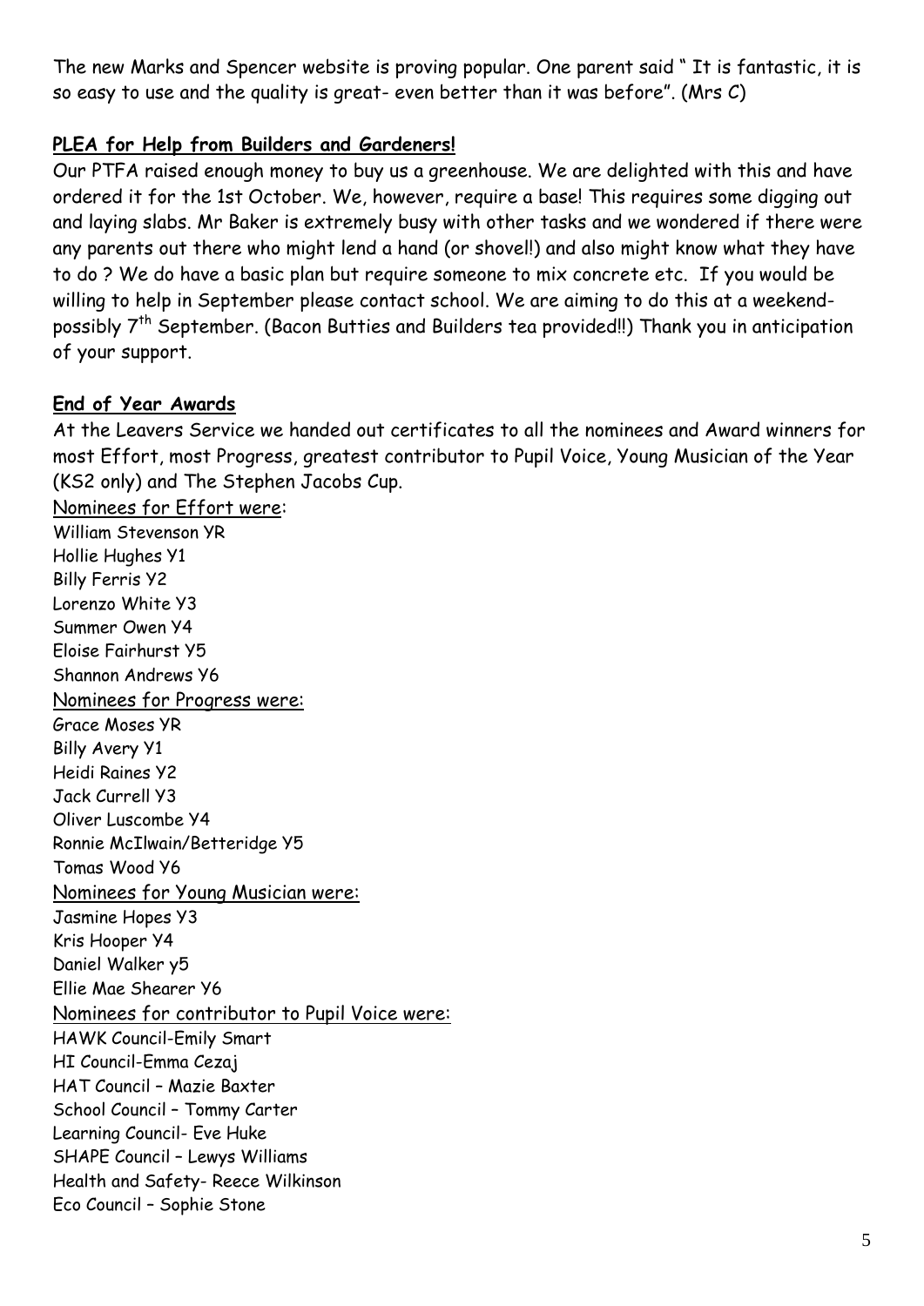The new Marks and Spencer website is proving popular. One parent said " It is fantastic, it is so easy to use and the quality is great- even better than it was before". (Mrs C)

## PLEA for Help from Builders and Gardeners!

Our PTFA raised enough money to buy us a greenhouse. We are delighted with this and have ordered it for the 1st October. We, however, require a base! This requires some digging out and laying slabs. Mr Baker is extremely busy with other tasks and we wondered if there were any parents out there who might lend a hand (or shovel!) and also might know what they have to do ? We do have a basic plan but require someone to mix concrete etc. If you would be willing to help in September please contact school. We are aiming to do this at a weekend- possibly 7th September. (Bacon Butties and Builders tea provided!!) Thank you in anticipation of your support.

## End of Year Awards

At the Leavers Service we handed out certificates to all the nominees and Award winners for most Effort, most Progress, greatest contributor to Pupil Voice, Young Musician of the Year (KS2 only) and The Stephen Jacobs Cup.

Nominees for Effort were:

William Stevenson YR
Hollie Hughes Y1
Billy Ferris Y2
Lorenzo White Y3
Summer Owen Y4
Eloise Fairhurst Y5
Shannon Andrews Y6

Nominees for Progress were:

Grace Moses YR
Billy Avery Y1
Heidi Raines Y2
Jack Currell Y3
Oliver Luscombe Y4
Ronnie McIlwain/Betteridge Y5
Tomas Wood Y6

Nominees for Young Musician were:

Jasmine Hopes Y3
Kris Hooper Y4
Daniel Walker y5
Ellie Mae Shearer Y6

Nominees for contributor to Pupil Voice were:

HAWK Council-Emily Smart
HI Council-Emma Cezaj
HAT Council – Mazie Baxter
School Council – Tommy Carter
Learning Council- Eve Huke
SHAPE Council – Lewys Williams
Health and Safety- Reece Wilkinson
Eco Council – Sophie Stone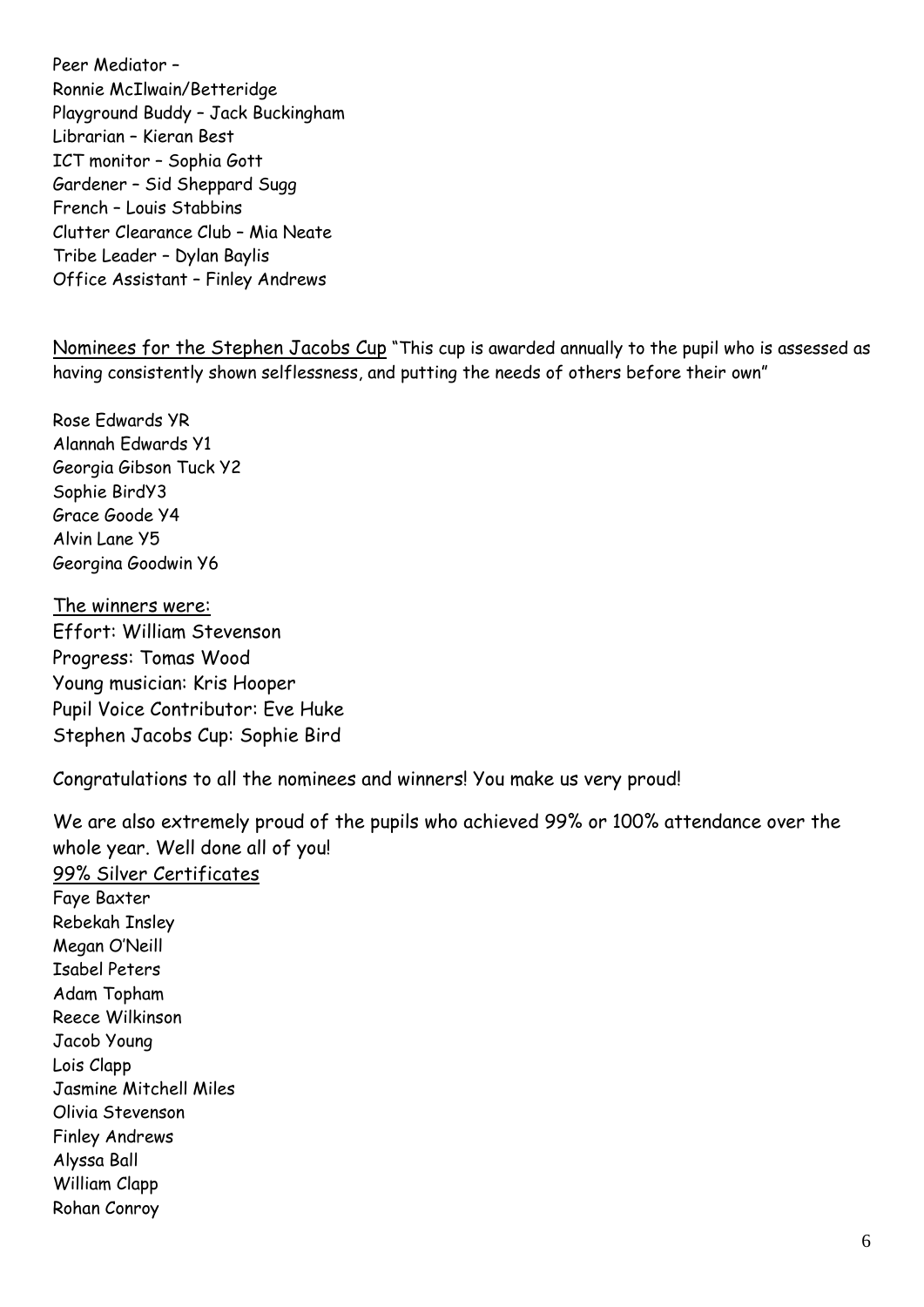Peer Mediator –
Ronnie McIlwain/Betteridge
Playground Buddy – Jack Buckingham
Librarian – Kieran Best
ICT monitor – Sophia Gott
Gardener – Sid Sheppard Sugg
French – Louis Stabbins
Clutter Clearance Club – Mia Neate
Tribe Leader – Dylan Baylis
Office Assistant – Finley Andrews

<u>Nominees for the Stephen Jacobs Cup</u> "This cup is awarded annually to the pupil who is assessed as having consistently shown selflessness, and putting the needs of others before their own"

Rose Edwards YR
Alannah Edwards Y1
Georgia Gibson Tuck Y2
Sophie BirdY3
Grace Goode Y4
Alvin Lane Y5
Georgina Goodwin Y6

<u>The winners were:</u>
Effort: William Stevenson
Progress: Tomas Wood
Young musician: Kris Hooper
Pupil Voice Contributor: Eve Huke
Stephen Jacobs Cup: Sophie Bird

Congratulations to all the nominees and winners! You make us very proud!

We are also extremely proud of the pupils who achieved 99% or 100% attendance over the whole year. Well done all of you!

<u>99% Silver Certificates</u>
Faye Baxter
Rebekah Insley
Megan O'Neill
Isabel Peters
Adam Topham
Reece Wilkinson
Jacob Young
Lois Clapp
Jasmine Mitchell Miles
Olivia Stevenson
Finley Andrews
Alyssa Ball
William Clapp
Rohan Conroy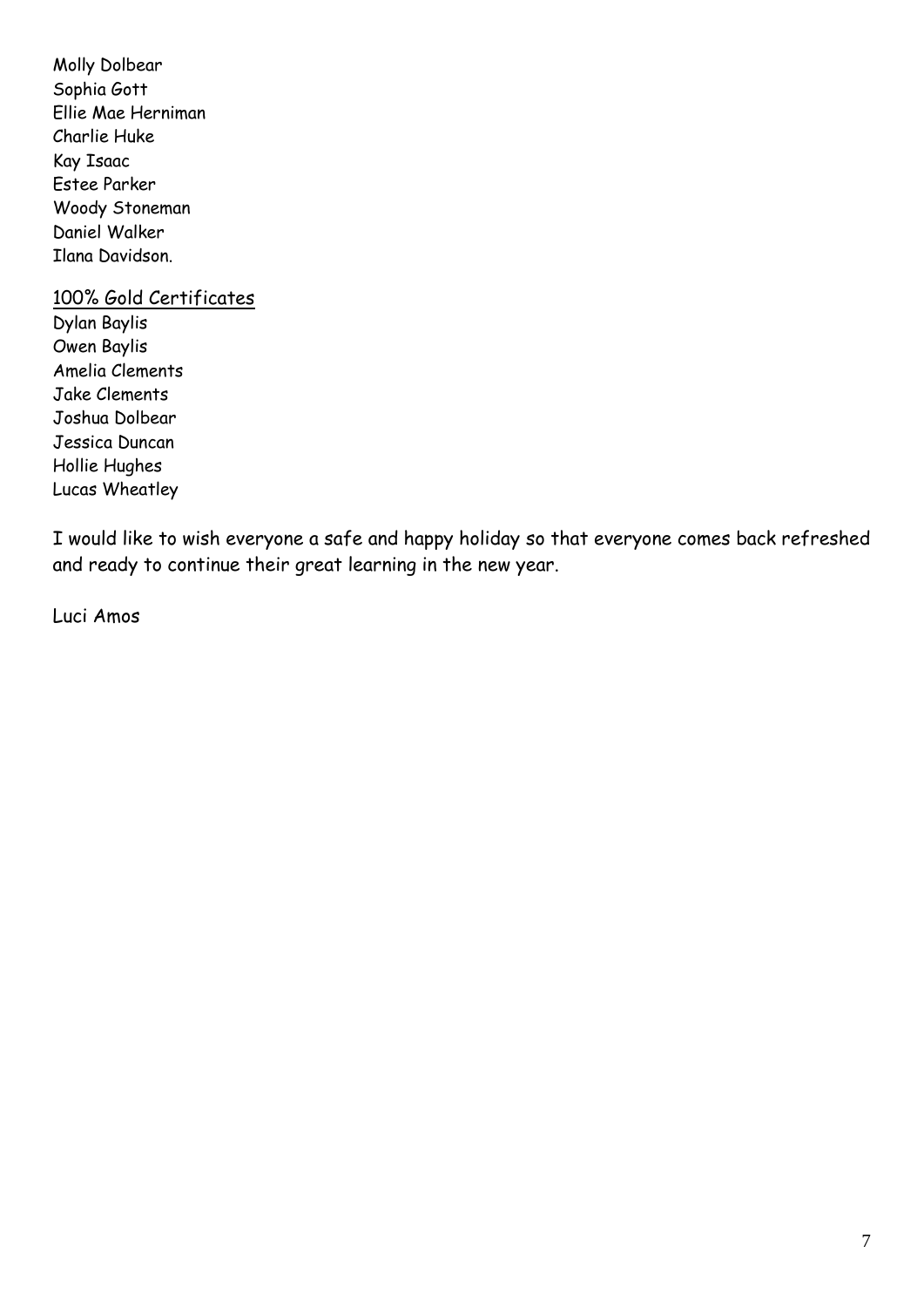Molly Dolbear  
Sophia Gott  
Ellie Mae Herniman  
Charlie Huke  
Kay Isaac  
Estee Parker  
Woody Stoneman  
Daniel Walker  
Ilana Davidson.

<u>100% Gold Certificates</u>

Dylan Baylis  
Owen Baylis  
Amelia Clements  
Jake Clements  
Joshua Dolbear  
Jessica Duncan  
Hollie Hughes  
Lucas Wheatley

I would like to wish everyone a safe and happy holiday so that everyone comes back refreshed and ready to continue their great learning in the new year.

Luci Amos